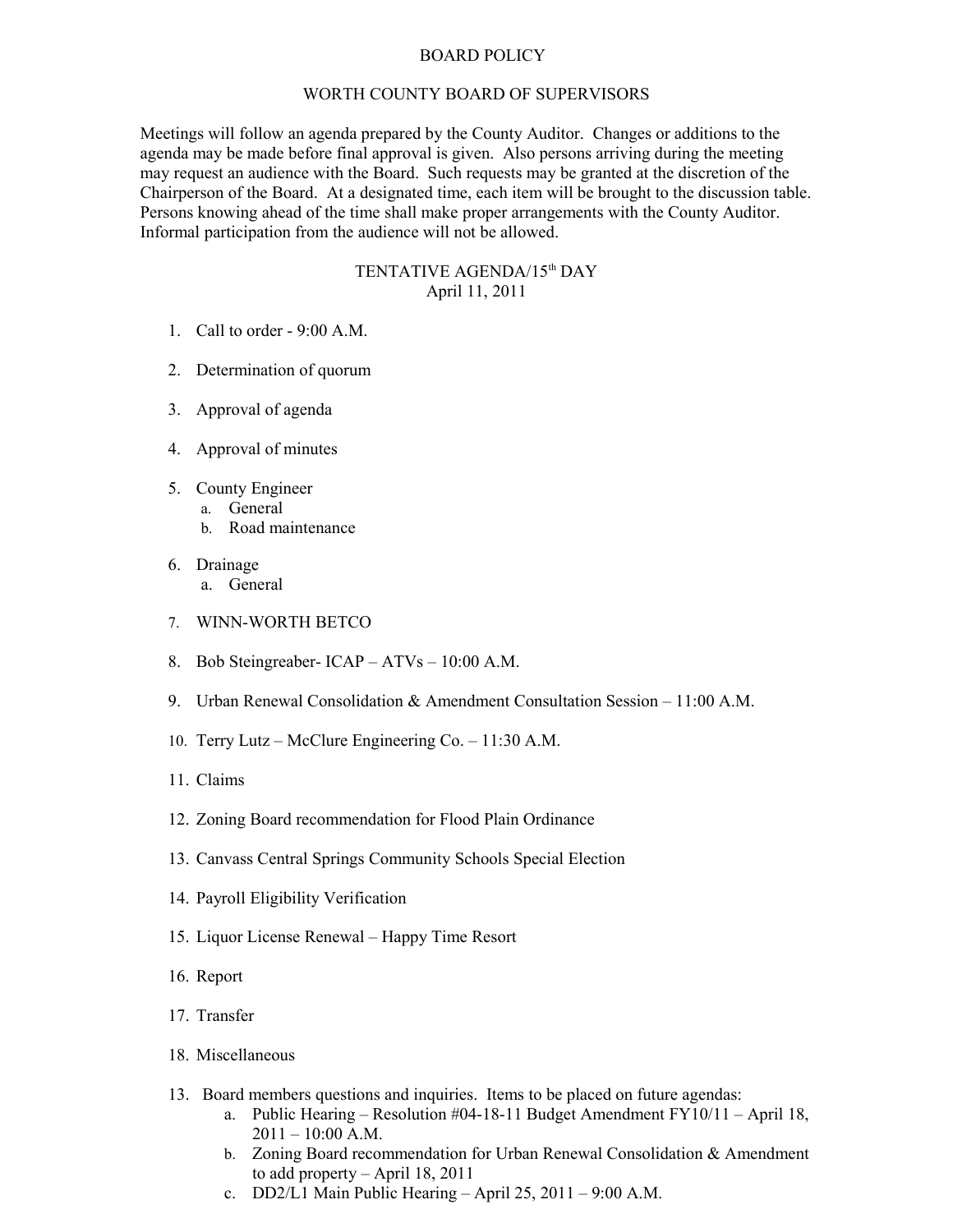# BOARD POLICY

## WORTH COUNTY BOARD OF SUPERVISORS

Meetings will follow an agenda prepared by the County Auditor. Changes or additions to the agenda may be made before final approval is given. Also persons arriving during the meeting may request an audience with the Board. Such requests may be granted at the discretion of the Chairperson of the Board. At a designated time, each item will be brought to the discussion table. Persons knowing ahead of the time shall make proper arrangements with the County Auditor. Informal participation from the audience will not be allowed.

## TENTATIVE AGENDA/15th DAY
April 11, 2011

1. Call to order - 9:00 A.M.

2. Determination of quorum

3. Approval of agenda

4. Approval of minutes

5. County Engineer
   a. General
   b. Road maintenance

6. Drainage
   a. General

7. WINN-WORTH BETCO

8. Bob Steingreaber- ICAP – ATVs – 10:00 A.M.

9. Urban Renewal Consolidation & Amendment Consultation Session – 11:00 A.M.

10. Terry Lutz – McClure Engineering Co. – 11:30 A.M.

11. Claims

12. Zoning Board recommendation for Flood Plain Ordinance

13. Canvass Central Springs Community Schools Special Election

14. Payroll Eligibility Verification

15. Liquor License Renewal – Happy Time Resort

16. Report

17. Transfer

18. Miscellaneous

13. Board members questions and inquiries. Items to be placed on future agendas:
    a. Public Hearing – Resolution #04-18-11 Budget Amendment FY10/11 – April 18, 2011 – 10:00 A.M.
    b. Zoning Board recommendation for Urban Renewal Consolidation & Amendment to add property – April 18, 2011
    c. DD2/L1 Main Public Hearing – April 25, 2011 – 9:00 A.M.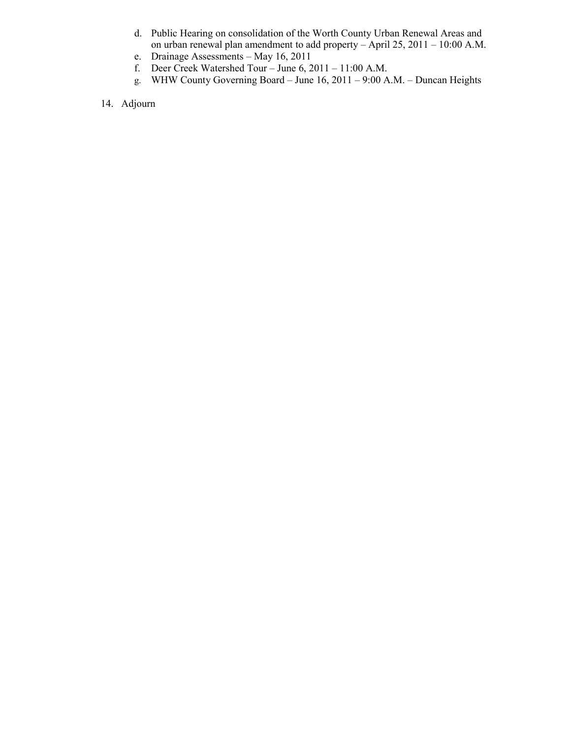d. Public Hearing on consolidation of the Worth County Urban Renewal Areas and on urban renewal plan amendment to add property – April 25, 2011 – 10:00 A.M.
e. Drainage Assessments – May 16, 2011
f. Deer Creek Watershed Tour – June 6, 2011 – 11:00 A.M.
g. WHW County Governing Board – June 16, 2011 – 9:00 A.M. – Duncan Heights

14. Adjourn